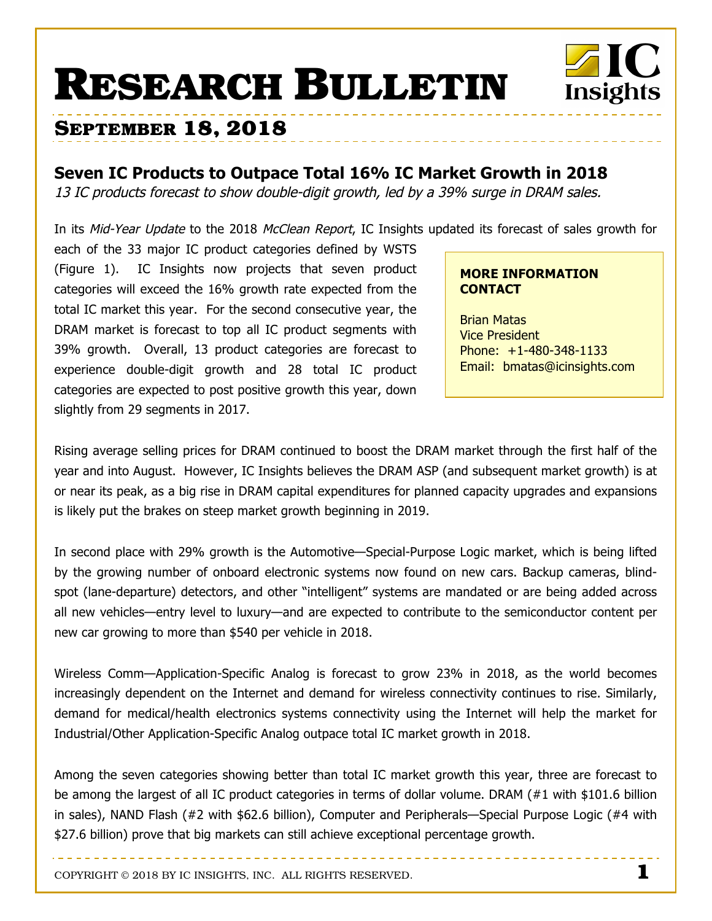# Research Bulletin

## September 18, 2018

### Seven IC Products to Outpace Total 16% IC Market Growth in 2018

*13 IC products forecast to show double-digit growth, led by a 39% surge in DRAM sales.*

In its *Mid-Year Update* to the 2018 *McClean Report*, IC Insights updated its forecast of sales growth for each of the 33 major IC product categories defined by WSTS (Figure 1). IC Insights now projects that seven product categories will exceed the 16% growth rate expected from the total IC market this year. For the second consecutive year, the DRAM market is forecast to top all IC product segments with 39% growth. Overall, 13 product categories are forecast to experience double-digit growth and 28 total IC product categories are expected to post positive growth this year, down slightly from 29 segments in 2017.

**MORE INFORMATION CONTACT**

Brian Matas
Vice President
Phone: +1-480-348-1133
Email: bmatas@icinsights.com

Rising average selling prices for DRAM continued to boost the DRAM market through the first half of the year and into August. However, IC Insights believes the DRAM ASP (and subsequent market growth) is at or near its peak, as a big rise in DRAM capital expenditures for planned capacity upgrades and expansions is likely put the brakes on steep market growth beginning in 2019.

In second place with 29% growth is the Automotive—Special-Purpose Logic market, which is being lifted by the growing number of onboard electronic systems now found on new cars. Backup cameras, blind-spot (lane-departure) detectors, and other "intelligent" systems are mandated or are being added across all new vehicles—entry level to luxury—and are expected to contribute to the semiconductor content per new car growing to more than $540 per vehicle in 2018.

Wireless Comm—Application-Specific Analog is forecast to grow 23% in 2018, as the world becomes increasingly dependent on the Internet and demand for wireless connectivity continues to rise. Similarly, demand for medical/health electronics systems connectivity using the Internet will help the market for Industrial/Other Application-Specific Analog outpace total IC market growth in 2018.

Among the seven categories showing better than total IC market growth this year, three are forecast to be among the largest of all IC product categories in terms of dollar volume. DRAM (#1 with $101.6 billion in sales), NAND Flash (#2 with $62.6 billion), Computer and Peripherals—Special Purpose Logic (#4 with $27.6 billion) prove that big markets can still achieve exceptional percentage growth.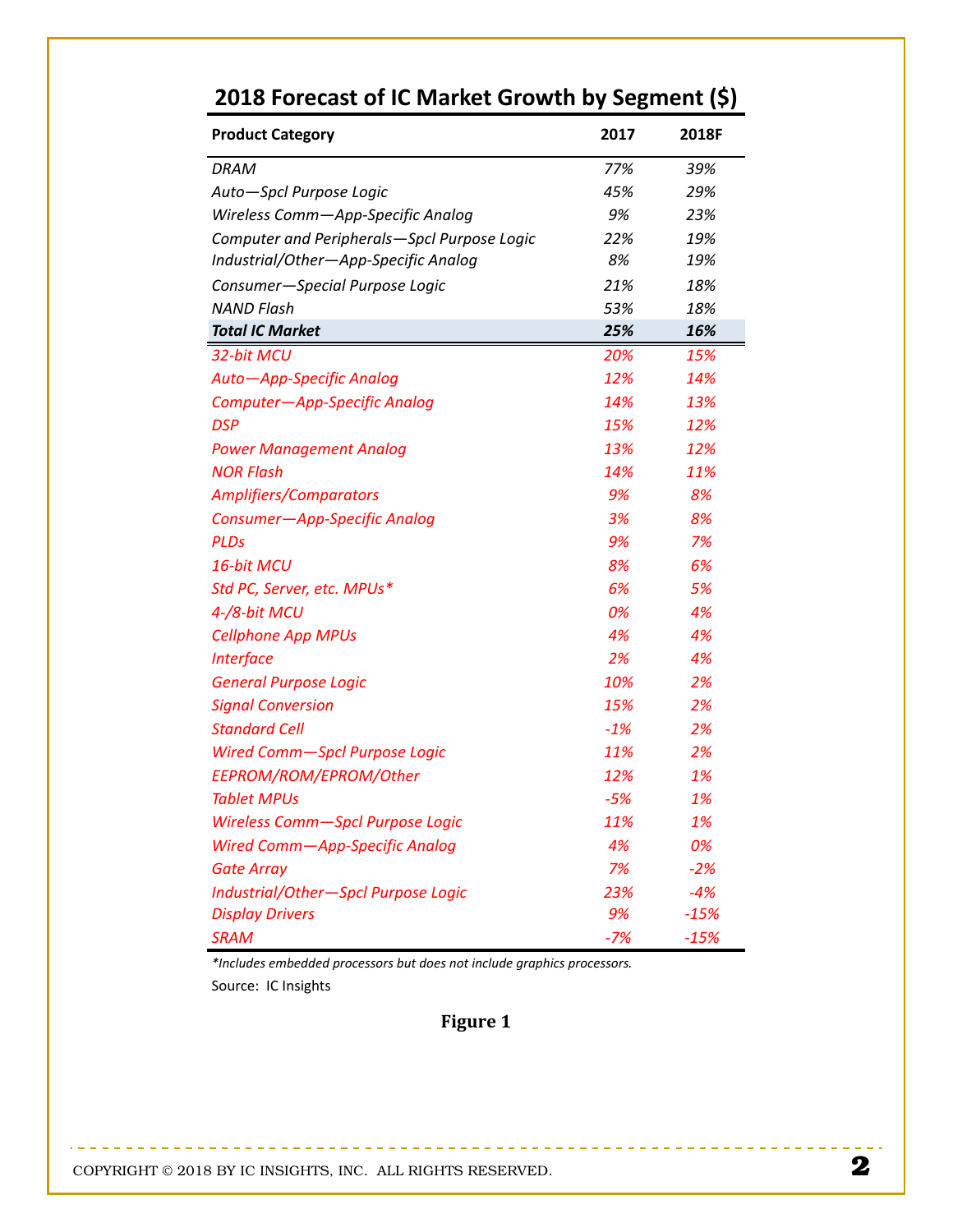## 2018 Forecast of IC Market Growth by Segment ($)

| Product Category | 2017 | 2018F |
|---|---|---|
| *DRAM* | *77%* | *39%* |
| *Auto—Spcl Purpose Logic* | *45%* | *29%* |
| *Wireless Comm—App-Specific Analog* | *9%* | *23%* |
| *Computer and Peripherals—Spcl Purpose Logic* | *22%* | *19%* |
| *Industrial/Other—App-Specific Analog* | *8%* | *19%* |
| *Consumer—Special Purpose Logic* | *21%* | *18%* |
| *NAND Flash* | *53%* | *18%* |
| ***Total IC Market*** | ***25%*** | ***16%*** |
| *32-bit MCU* | *20%* | *15%* |
| *Auto—App-Specific Analog* | *12%* | *14%* |
| *Computer—App-Specific Analog* | *14%* | *13%* |
| *DSP* | *15%* | *12%* |
| *Power Management Analog* | *13%* | *12%* |
| *NOR Flash* | *14%* | *11%* |
| *Amplifiers/Comparators* | *9%* | *8%* |
| *Consumer—App-Specific Analog* | *3%* | *8%* |
| *PLDs* | *9%* | *7%* |
| *16-bit MCU* | *8%* | *6%* |
| *Std PC, Server, etc. MPUs** | *6%* | *5%* |
| *4-/8-bit MCU* | *0%* | *4%* |
| *Cellphone App MPUs* | *4%* | *4%* |
| *Interface* | *2%* | *4%* |
| *General Purpose Logic* | *10%* | *2%* |
| *Signal Conversion* | *15%* | *2%* |
| *Standard Cell* | *-1%* | *2%* |
| *Wired Comm—Spcl Purpose Logic* | *11%* | *2%* |
| *EEPROM/ROM/EPROM/Other* | *12%* | *1%* |
| *Tablet MPUs* | *-5%* | *1%* |
| *Wireless Comm—Spcl Purpose Logic* | *11%* | *1%* |
| *Wired Comm—App-Specific Analog* | *4%* | *0%* |
| *Gate Array* | *7%* | *-2%* |
| *Industrial/Other—Spcl Purpose Logic* | *23%* | *-4%* |
| *Display Drivers* | *9%* | *-15%* |
| *SRAM* | *-7%* | *-15%* |

*\*Includes embedded processors but does not include graphics processors.*

Source: IC Insights

**Figure 1**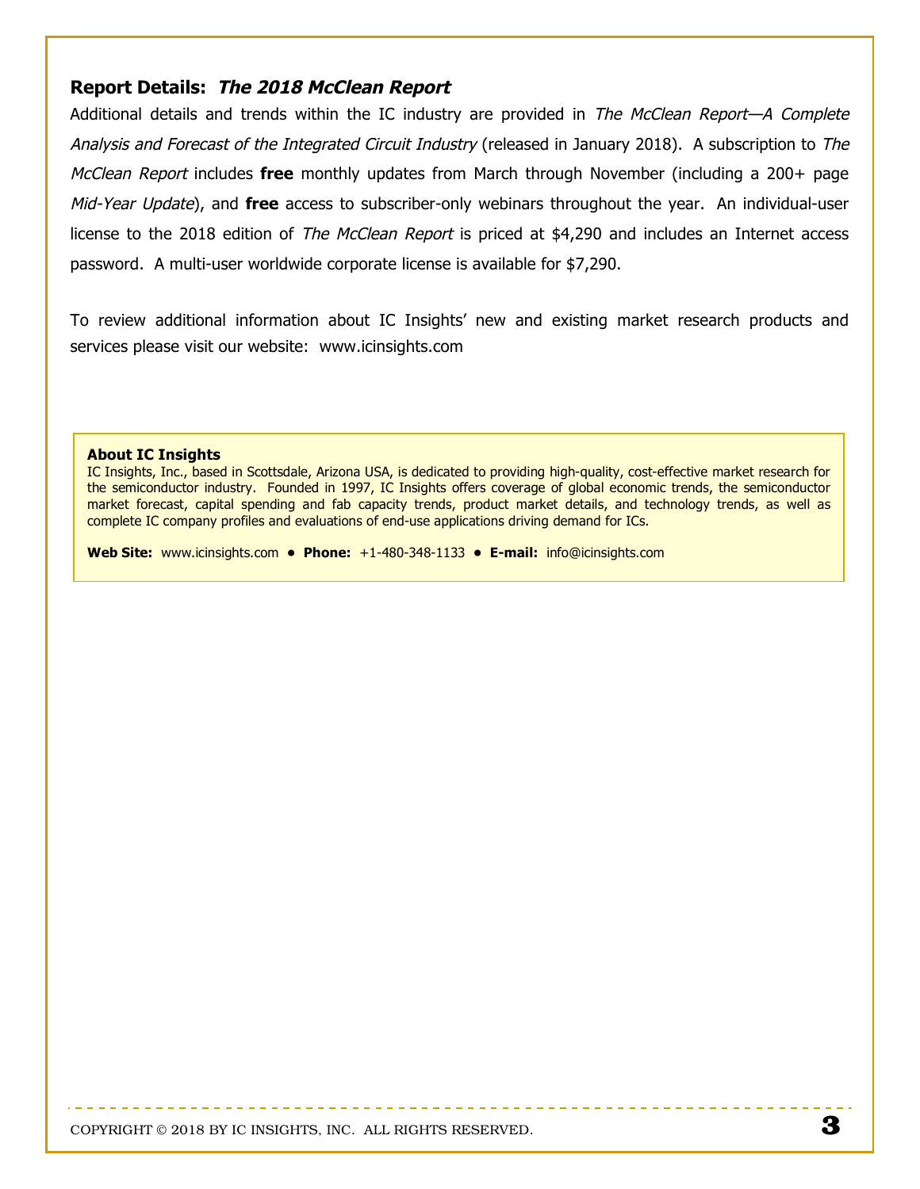## Report Details: *The 2018 McClean Report*

Additional details and trends within the IC industry are provided in *The McClean Report—A Complete Analysis and Forecast of the Integrated Circuit Industry* (released in January 2018). A subscription to *The McClean Report* includes **free** monthly updates from March through November (including a 200+ page *Mid-Year Update*), and **free** access to subscriber-only webinars throughout the year. An individual-user license to the 2018 edition of *The McClean Report* is priced at $4,290 and includes an Internet access password. A multi-user worldwide corporate license is available for $7,290.

To review additional information about IC Insights' new and existing market research products and services please visit our website: www.icinsights.com

**About IC Insights**

IC Insights, Inc., based in Scottsdale, Arizona USA, is dedicated to providing high-quality, cost-effective market research for the semiconductor industry. Founded in 1997, IC Insights offers coverage of global economic trends, the semiconductor market forecast, capital spending and fab capacity trends, product market details, and technology trends, as well as complete IC company profiles and evaluations of end-use applications driving demand for ICs.

**Web Site:** www.icinsights.com • **Phone:** +1-480-348-1133 • **E-mail:** info@icinsights.com

COPYRIGHT © 2018 BY IC INSIGHTS, INC. ALL RIGHTS RESERVED.